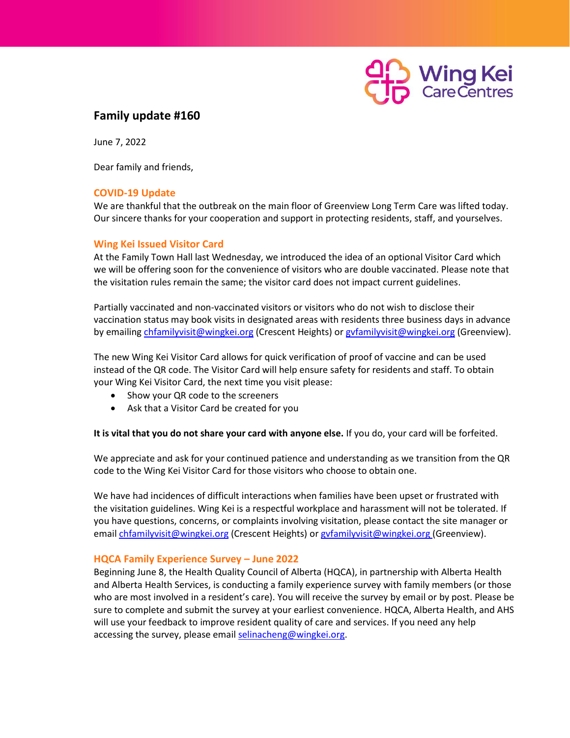# Family update #160

June 7, 2022

Dear family and friends,

## COVID-19 Update

We are thankful that the outbreak on the main floor of Greenview Long Term Care was lifted today. Our sincere thanks for your cooperation and support in protecting residents, staff, and yourselves.

## Wing Kei Issued Visitor Card

At the Family Town Hall last Wednesday, we introduced the idea of an optional Visitor Card which we will be offering soon for the convenience of visitors who are double vaccinated. Please note that the visitation rules remain the same; the visitor card does not impact current guidelines.

Partially vaccinated and non-vaccinated visitors or visitors who do not wish to disclose their vaccination status may book visits in designated areas with residents three business days in advance by emailing chfamilyvisit@wingkei.org (Crescent Heights) or gvfamilyvisit@wingkei.org (Greenview).

The new Wing Kei Visitor Card allows for quick verification of proof of vaccine and can be used instead of the QR code. The Visitor Card will help ensure safety for residents and staff. To obtain your Wing Kei Visitor Card, the next time you visit please:

- Show your QR code to the screeners
- Ask that a Visitor Card be created for you

**It is vital that you do not share your card with anyone else.** If you do, your card will be forfeited.

We appreciate and ask for your continued patience and understanding as we transition from the QR code to the Wing Kei Visitor Card for those visitors who choose to obtain one.

We have had incidences of difficult interactions when families have been upset or frustrated with the visitation guidelines. Wing Kei is a respectful workplace and harassment will not be tolerated. If you have questions, concerns, or complaints involving visitation, please contact the site manager or email chfamilyvisit@wingkei.org (Crescent Heights) or gvfamilyvisit@wingkei.org (Greenview).

## HQCA Family Experience Survey – June 2022

Beginning June 8, the Health Quality Council of Alberta (HQCA), in partnership with Alberta Health and Alberta Health Services, is conducting a family experience survey with family members (or those who are most involved in a resident's care). You will receive the survey by email or by post. Please be sure to complete and submit the survey at your earliest convenience. HQCA, Alberta Health, and AHS will use your feedback to improve resident quality of care and services. If you need any help accessing the survey, please email selinacheng@wingkei.org.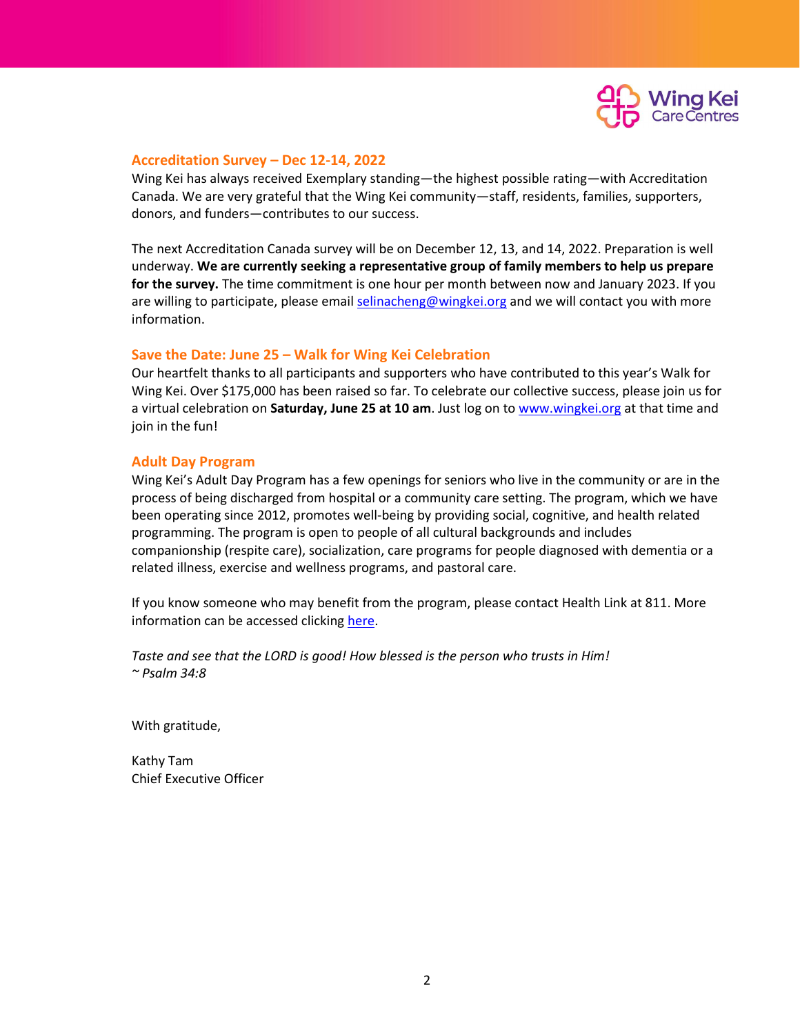### Accreditation Survey – Dec 12-14, 2022

Wing Kei has always received Exemplary standing—the highest possible rating—with Accreditation Canada. We are very grateful that the Wing Kei community—staff, residents, families, supporters, donors, and funders—contributes to our success.

The next Accreditation Canada survey will be on December 12, 13, and 14, 2022. Preparation is well underway. **We are currently seeking a representative group of family members to help us prepare for the survey.** The time commitment is one hour per month between now and January 2023. If you are willing to participate, please email selinacheng@wingkei.org and we will contact you with more information.

### Save the Date: June 25 – Walk for Wing Kei Celebration

Our heartfelt thanks to all participants and supporters who have contributed to this year's Walk for Wing Kei. Over $175,000 has been raised so far. To celebrate our collective success, please join us for a virtual celebration on **Saturday, June 25 at 10 am**. Just log on to www.wingkei.org at that time and join in the fun!

### Adult Day Program

Wing Kei's Adult Day Program has a few openings for seniors who live in the community or are in the process of being discharged from hospital or a community care setting. The program, which we have been operating since 2012, promotes well-being by providing social, cognitive, and health related programming. The program is open to people of all cultural backgrounds and includes companionship (respite care), socialization, care programs for people diagnosed with dementia or a related illness, exercise and wellness programs, and pastoral care.

If you know someone who may benefit from the program, please contact Health Link at 811. More information can be accessed clicking here.

*Taste and see that the LORD is good! How blessed is the person who trusts in Him!*
*~ Psalm 34:8*

With gratitude,

Kathy Tam
Chief Executive Officer